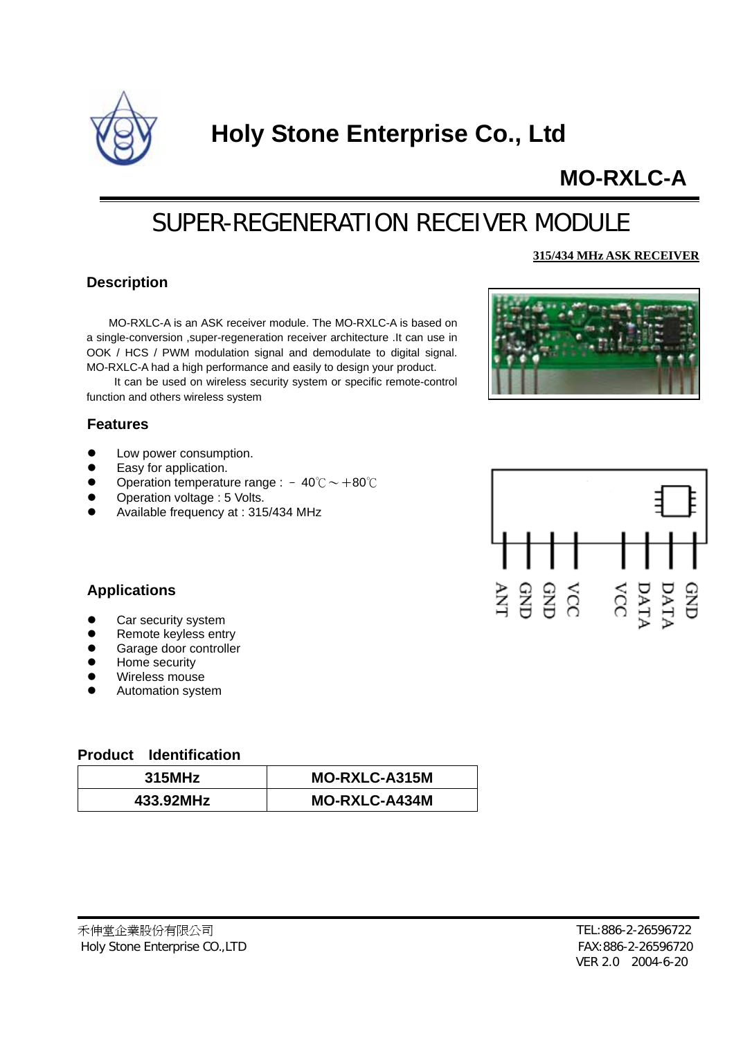# Holy Stone Enterprise Co., Ltd

## MO-RXLC-A

# SUPER-REGENERATION RECEIVER MODULE

**315/434 MHz ASK RECEIVER**

### Description

MO-RXLC-A is an ASK receiver module. The MO-RXLC-A is based on a single-conversion ,super-regeneration receiver architecture .It can use in OOK / HCS / PWM modulation signal and demodulate to digital signal. MO-RXLC-A had a high performance and easily to design your product.

It can be used on wireless security system or specific remote-control function and others wireless system

### Features

- Low power consumption.
- Easy for application.
- Operation temperature range : －40℃～＋80℃
- Operation voltage : 5 Volts.
- Available frequency at : 315/434 MHz

ANT GND GND VCC VCC DATA DATA GND

### Applications

- Car security system
- Remote keyless entry
- Garage door controller
- Home security
- Wireless mouse
- Automation system

### Product Identification

| 315MHz | MO-RXLC-A315M |
|---|---|
| 433.92MHz | MO-RXLC-A434M |

禾伸堂企業股份有限公司
Holy Stone Enterprise CO.,LTD

TEL:886-2-26596722
FAX:886-2-26596720
VER 2.0 2004-6-20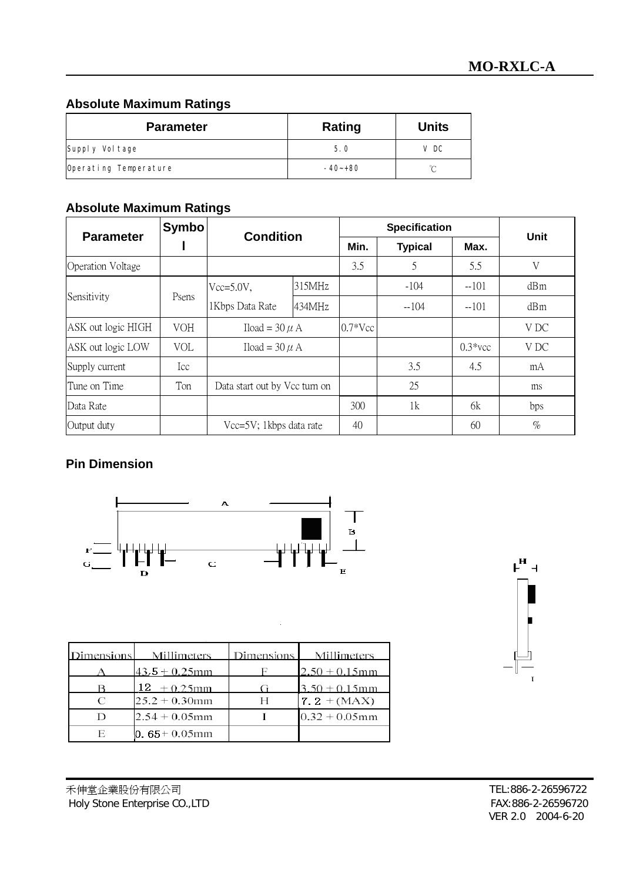## Absolute Maximum Ratings

| Parameter | Rating | Units |
|---|---|---|
| Supply Voltage | 5.0 | V DC |
| Operating Temperature | -40~+80 | ℃ |

## Absolute Maximum Ratings

| Parameter | Symbol | Condition | | Specification | | | Unit |
|---|---|---|---|---|---|---|---|
| | | | | Min. | Typical | Max. | |
| Operation Voltage | | | | 3.5 | 5 | 5.5 | V |
| Sensitivity | Psens | Vcc=5.0V, 1Kbps Data Rate | 315MHz | | -104 | --101 | dBm |
| | | | 434MHz | | --104 | --101 | dBm |
| ASK out logic HIGH | VOH | Iload = 30 μ A | | 0.7*Vcc | | | V DC |
| ASK out logic LOW | VOL | Iload = 30 μ A | | | | 0.3*vcc | V DC |
| Supply current | Icc | | | | 3.5 | 4.5 | mA |
| Tune on Time | Ton | Data start out by Vcc turn on | | | 25 | | ms |
| Data Rate | | | | 300 | 1k | 6k | bps |
| Output duty | | Vcc=5V; 1kbps data rate | | 40 | | 60 | % |

## Pin Dimension

| Dimensions | Millimeters | Dimensions | Millimeters |
|---|---|---|---|
| A | 43.5 + 0.25mm | F | 2.50 + 0.15mm |
| B | 12 + 0.25mm | G | 3.50 + 0.15mm |
| C | 25.2 + 0.30mm | H | 7.2 + (MAX) |
| D | 2.54 + 0.05mm | I | 0.32 + 0.05mm |
| E | 0.65 + 0.05mm | | |

禾伸堂企業股份有限公司
Holy Stone Enterprise CO.,LTD

TEL:886-2-26596722
FAX:886-2-26596720
VER 2.0 2004-6-20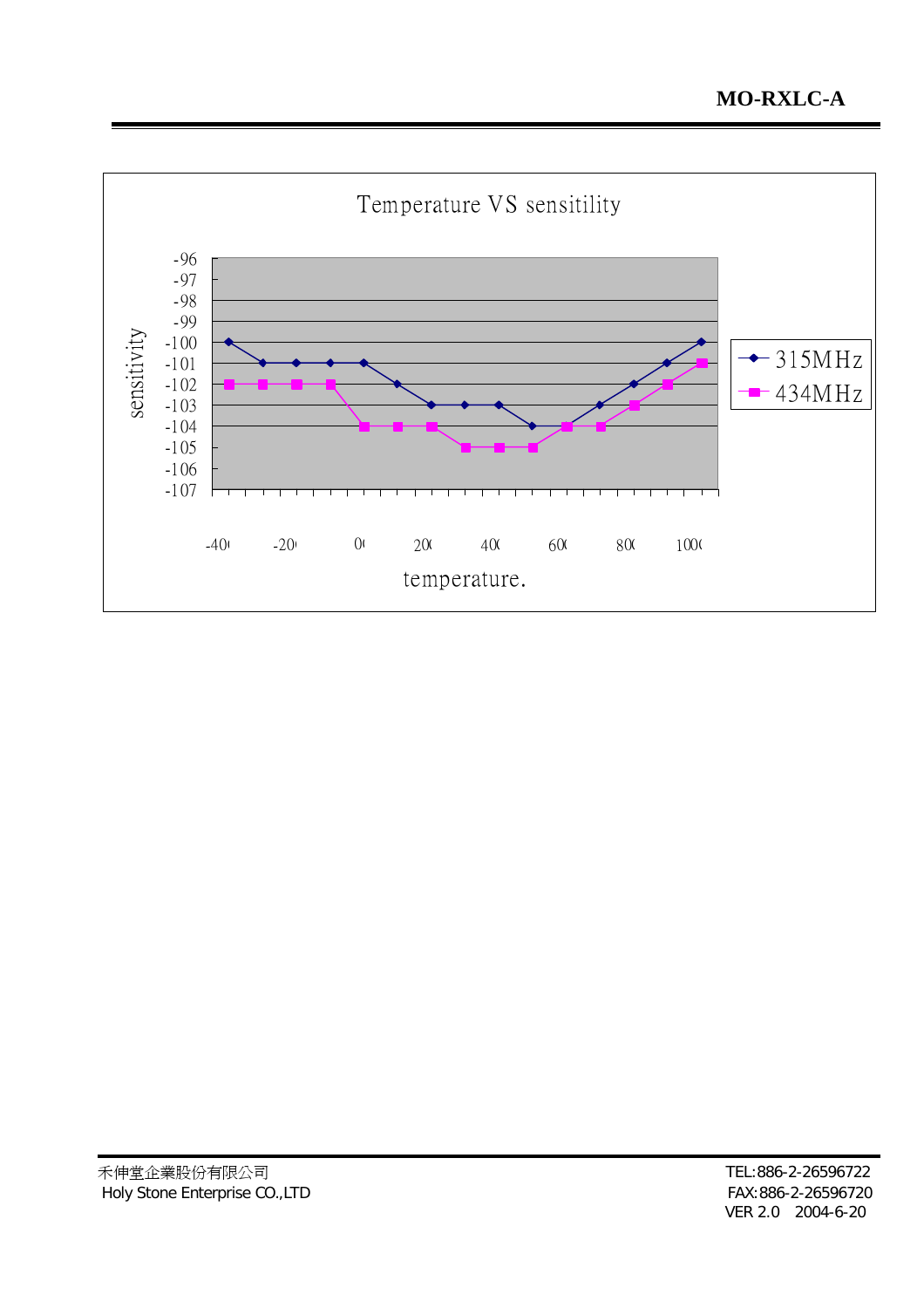**Temperature VS sensitility**

| temperature. | 315MHz | 434MHz |
|---|---|---|
| -40 | -100 | -102 |
| | -101 | -102 |
| -20 | -101 | -102 |
| | -101 | -102 |
| 0 | -101 | -104 |
| | -102 | -104 |
| 20 | -103 | -104 |
| | -103 | -105 |
| 40 | -103 | -105 |
| | -104 | -105 |
| 60 | -104 | -104 |
| | -103 | -104 |
| 80 | -102 | -103 |
| | -101 | -102 |
| 100 | -100 | -101 |

Y-axis: sensitivity

禾伸堂企業股份有限公司
Holy Stone Enterprise CO.,LTD

TEL:886-2-26596722
FAX:886-2-26596720
VER 2.0 2004-6-20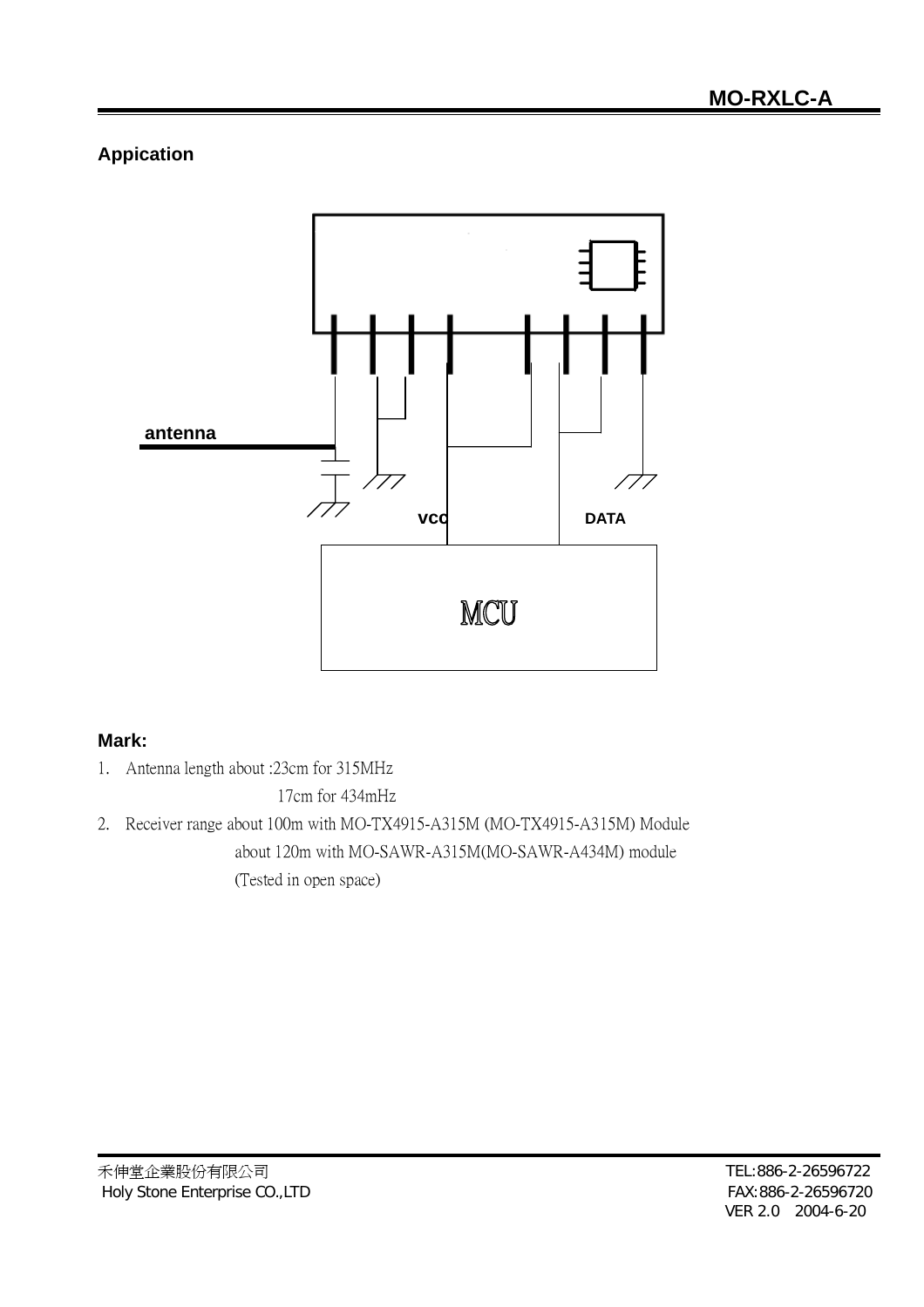## Appication

antenna

VCC

DATA

MCU

**Mark:**

1. Antenna length about :23cm for 315MHz
   17cm for 434mHz
2. Receiver range about 100m with MO-TX4915-A315M (MO-TX4915-A315M) Module
   about 120m with MO-SAWR-A315M(MO-SAWR-A434M) module
   (Tested in open space)